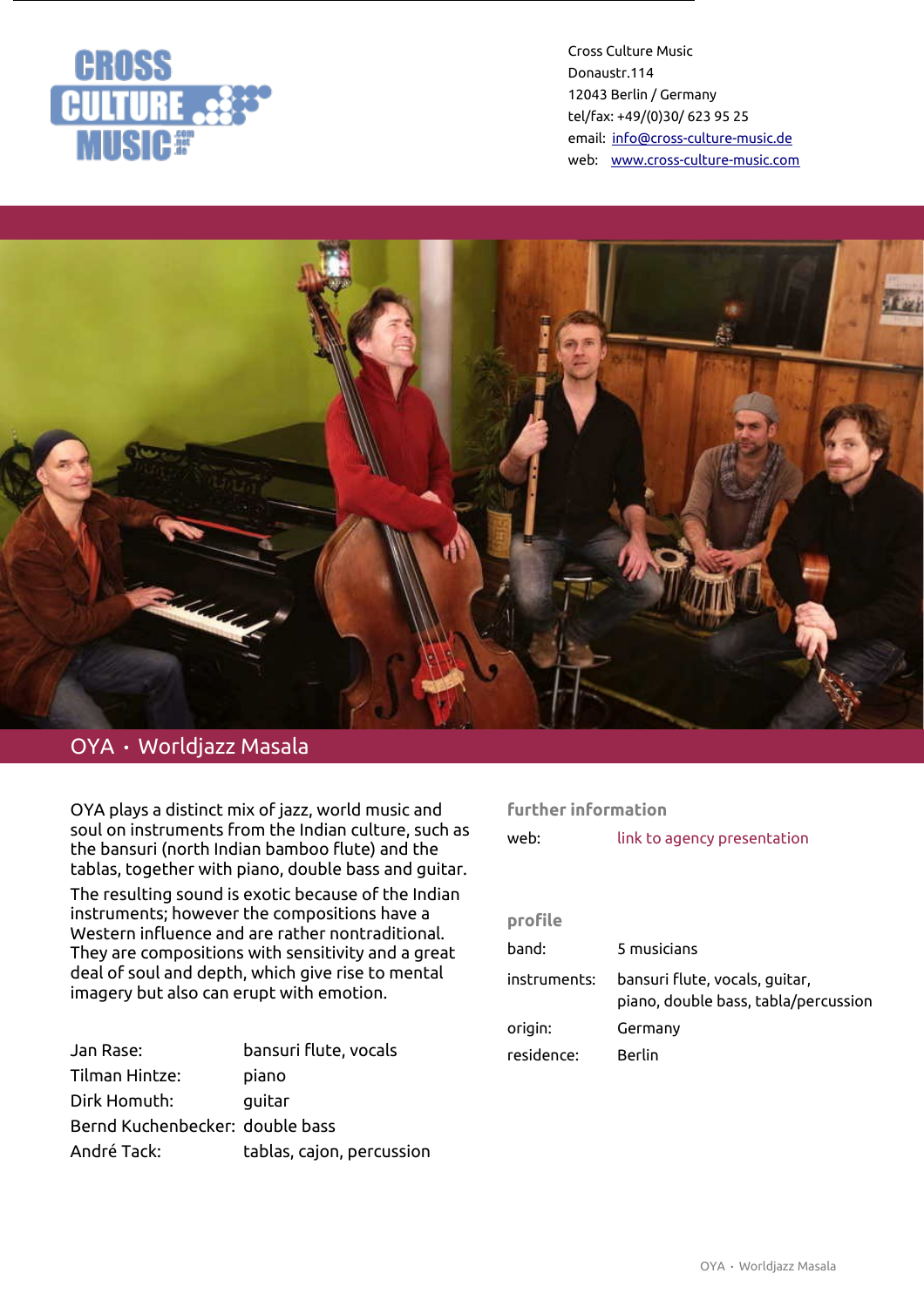Cross Culture Music
Donaustr.114
12043 Berlin / Germany
tel/fax: +49/(0)30/ 623 95 25
email: info@cross-culture-music.de
web: www.cross-culture-music.com

# OYA • Worldjazz Masala

OYA plays a distinct mix of jazz, world music and soul on instruments from the Indian culture, such as the bansuri (north Indian bamboo flute) and the tablas, together with piano, double bass and guitar.

The resulting sound is exotic because of the Indian instruments; however the compositions have a Western influence and are rather nontraditional. They are compositions with sensitivity and a great deal of soul and depth, which give rise to mental imagery but also can erupt with emotion.

| | |
|---|---|
| Jan Rase: | bansuri flute, vocals |
| Tilman Hintze: | piano |
| Dirk Homuth: | guitar |
| Bernd Kuchenbecker: | double bass |
| André Tack: | tablas, cajon, percussion |

## further information

web: link to agency presentation

## profile

| | |
|---|---|
| band: | 5 musicians |
| instruments: | bansuri flute, vocals, guitar, piano, double bass, tabla/percussion |
| origin: | Germany |
| residence: | Berlin |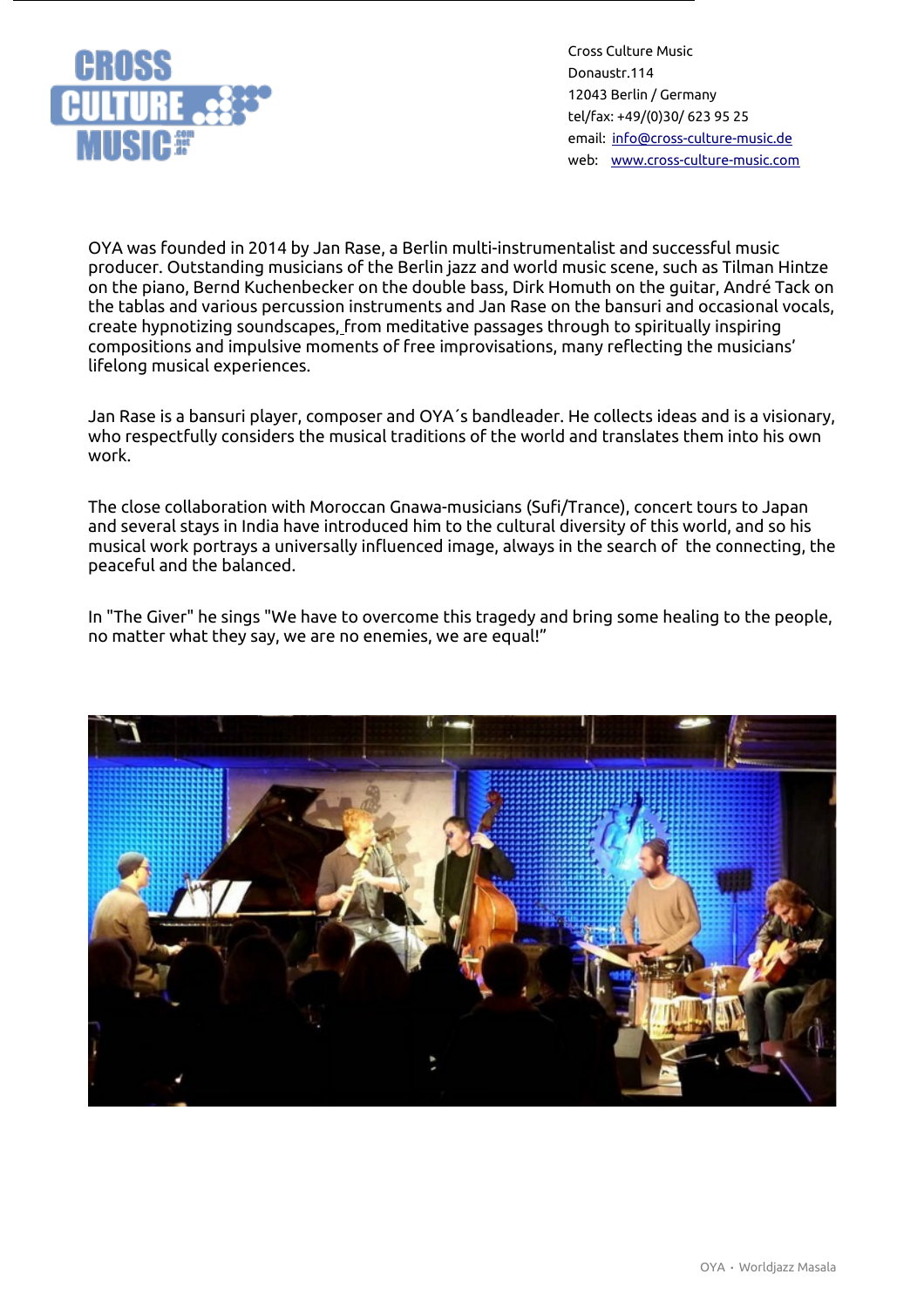Cross Culture Music
Donaustr.114
12043 Berlin / Germany
tel/fax: +49/(0)30/ 623 95 25
email: info@cross-culture-music.de
web: www.cross-culture-music.com

OYA was founded in 2014 by Jan Rase, a Berlin multi-instrumentalist and successful music producer. Outstanding musicians of the Berlin jazz and world music scene, such as Tilman Hintze on the piano, Bernd Kuchenbecker on the double bass, Dirk Homuth on the guitar, André Tack on the tablas and various percussion instruments and Jan Rase on the bansuri and occasional vocals, create hypnotizing soundscapes, from meditative passages through to spiritually inspiring compositions and impulsive moments of free improvisations, many reflecting the musicians' lifelong musical experiences.

Jan Rase is a bansuri player, composer and OYA´s bandleader. He collects ideas and is a visionary, who respectfully considers the musical traditions of the world and translates them into his own work.

The close collaboration with Moroccan Gnawa-musicians (Sufi/Trance), concert tours to Japan and several stays in India have introduced him to the cultural diversity of this world, and so his musical work portrays a universally influenced image, always in the search of the connecting, the peaceful and the balanced.

In "The Giver" he sings "We have to overcome this tragedy and bring some healing to the people, no matter what they say, we are no enemies, we are equal!"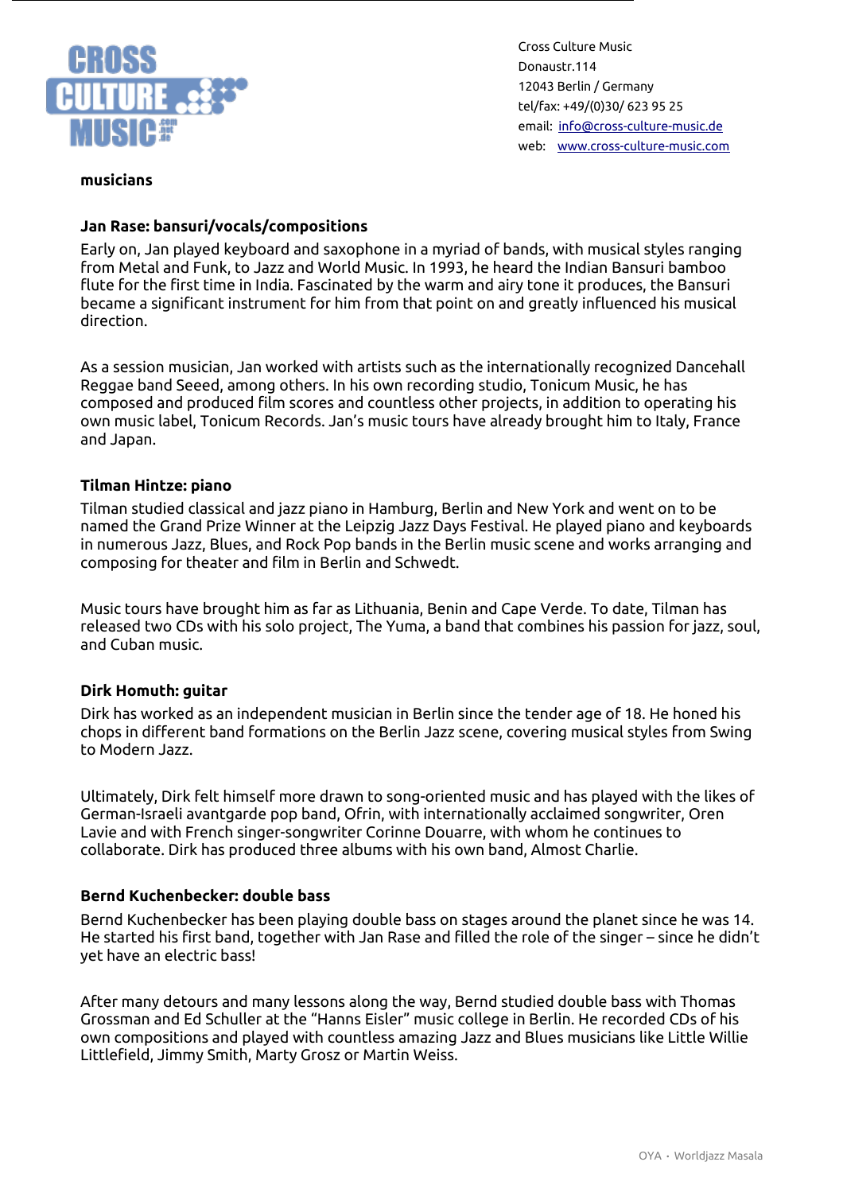Cross Culture Music
Donaustr.114
12043 Berlin / Germany
tel/fax: +49/(0)30/ 623 95 25
email: info@cross-culture-music.de
web: www.cross-culture-music.com

## musicians

### Jan Rase: bansuri/vocals/compositions

Early on, Jan played keyboard and saxophone in a myriad of bands, with musical styles ranging from Metal and Funk, to Jazz and World Music. In 1993, he heard the Indian Bansuri bamboo flute for the first time in India. Fascinated by the warm and airy tone it produces, the Bansuri became a significant instrument for him from that point on and greatly influenced his musical direction.

As a session musician, Jan worked with artists such as the internationally recognized Dancehall Reggae band Seeed, among others. In his own recording studio, Tonicum Music, he has composed and produced film scores and countless other projects, in addition to operating his own music label, Tonicum Records. Jan's music tours have already brought him to Italy, France and Japan.

### Tilman Hintze: piano

Tilman studied classical and jazz piano in Hamburg, Berlin and New York and went on to be named the Grand Prize Winner at the Leipzig Jazz Days Festival. He played piano and keyboards in numerous Jazz, Blues, and Rock Pop bands in the Berlin music scene and works arranging and composing for theater and film in Berlin and Schwedt.

Music tours have brought him as far as Lithuania, Benin and Cape Verde. To date, Tilman has released two CDs with his solo project, The Yuma, a band that combines his passion for jazz, soul, and Cuban music.

### Dirk Homuth: guitar

Dirk has worked as an independent musician in Berlin since the tender age of 18. He honed his chops in different band formations on the Berlin Jazz scene, covering musical styles from Swing to Modern Jazz.

Ultimately, Dirk felt himself more drawn to song-oriented music and has played with the likes of German-Israeli avantgarde pop band, Ofrin, with internationally acclaimed songwriter, Oren Lavie and with French singer-songwriter Corinne Douarre, with whom he continues to collaborate. Dirk has produced three albums with his own band, Almost Charlie.

### Bernd Kuchenbecker: double bass

Bernd Kuchenbecker has been playing double bass on stages around the planet since he was 14. He started his first band, together with Jan Rase and filled the role of the singer – since he didn't yet have an electric bass!

After many detours and many lessons along the way, Bernd studied double bass with Thomas Grossman and Ed Schuller at the "Hanns Eisler" music college in Berlin. He recorded CDs of his own compositions and played with countless amazing Jazz and Blues musicians like Little Willie Littlefield, Jimmy Smith, Marty Grosz or Martin Weiss.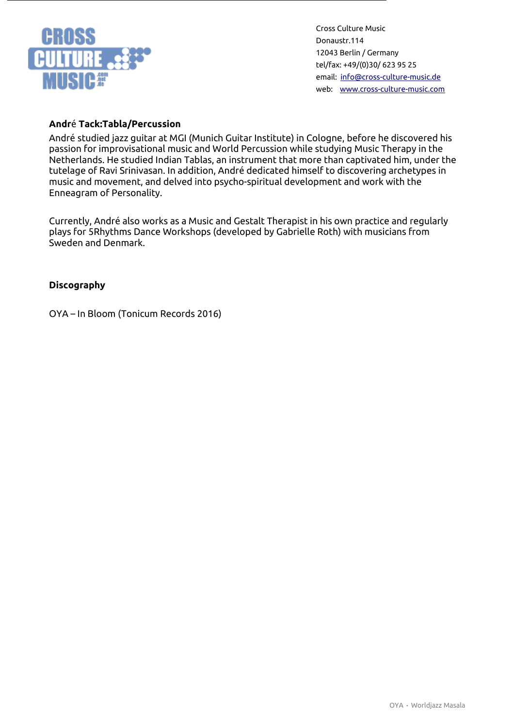Cross Culture Music
Donaustr.114
12043 Berlin / Germany
tel/fax: +49/(0)30/ 623 95 25
email: info@cross-culture-music.de
web: www.cross-culture-music.com

**André Tack:Tabla/Percussion**

André studied jazz guitar at MGI (Munich Guitar Institute) in Cologne, before he discovered his passion for improvisational music and World Percussion while studying Music Therapy in the Netherlands. He studied Indian Tablas, an instrument that more than captivated him, under the tutelage of Ravi Srinivasan. In addition, André dedicated himself to discovering archetypes in music and movement, and delved into psycho-spiritual development and work with the Enneagram of Personality.

Currently, André also works as a Music and Gestalt Therapist in his own practice and regularly plays for 5Rhythms Dance Workshops (developed by Gabrielle Roth) with musicians from Sweden and Denmark.

**Discography**

OYA – In Bloom (Tonicum Records 2016)